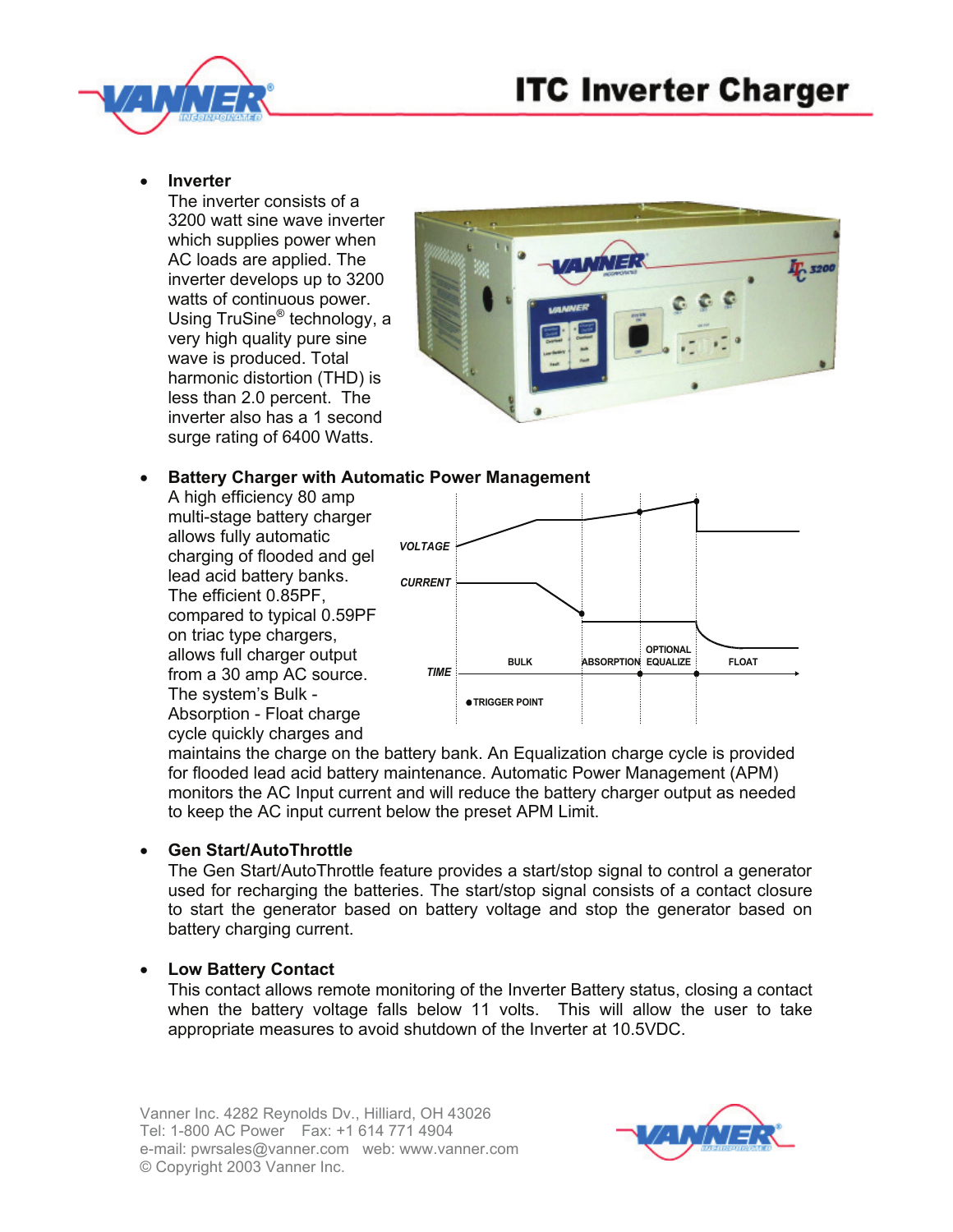# ITC Inverter Charger

- **Inverter**
  The inverter consists of a 3200 watt sine wave inverter which supplies power when AC loads are applied. The inverter develops up to 3200 watts of continuous power. Using TruSine® technology, a very high quality pure sine wave is produced. Total harmonic distortion (THD) is less than 2.0 percent. The inverter also has a 1 second surge rating of 6400 Watts.

- **Battery Charger with Automatic Power Management**
  A high efficiency 80 amp multi-stage battery charger allows fully automatic charging of flooded and gel lead acid battery banks. The efficient 0.85PF, compared to typical 0.59PF on triac type chargers, allows full charger output from a 30 amp AC source. The system's Bulk - Absorption - Float charge cycle quickly charges and maintains the charge on the battery bank. An Equalization charge cycle is provided for flooded lead acid battery maintenance. Automatic Power Management (APM) monitors the AC Input current and will reduce the battery charger output as needed to keep the AC input current below the preset APM Limit.

- **Gen Start/AutoThrottle**
  The Gen Start/AutoThrottle feature provides a start/stop signal to control a generator used for recharging the batteries. The start/stop signal consists of a contact closure to start the generator based on battery voltage and stop the generator based on battery charging current.

- **Low Battery Contact**
  This contact allows remote monitoring of the Inverter Battery status, closing a contact when the battery voltage falls below 11 volts. This will allow the user to take appropriate measures to avoid shutdown of the Inverter at 10.5VDC.

Vanner Inc. 4282 Reynolds Dv., Hilliard, OH 43026
Tel: 1-800 AC Power Fax: +1 614 771 4904
e-mail: pwrsales@vanner.com web: www.vanner.com
© Copyright 2003 Vanner Inc.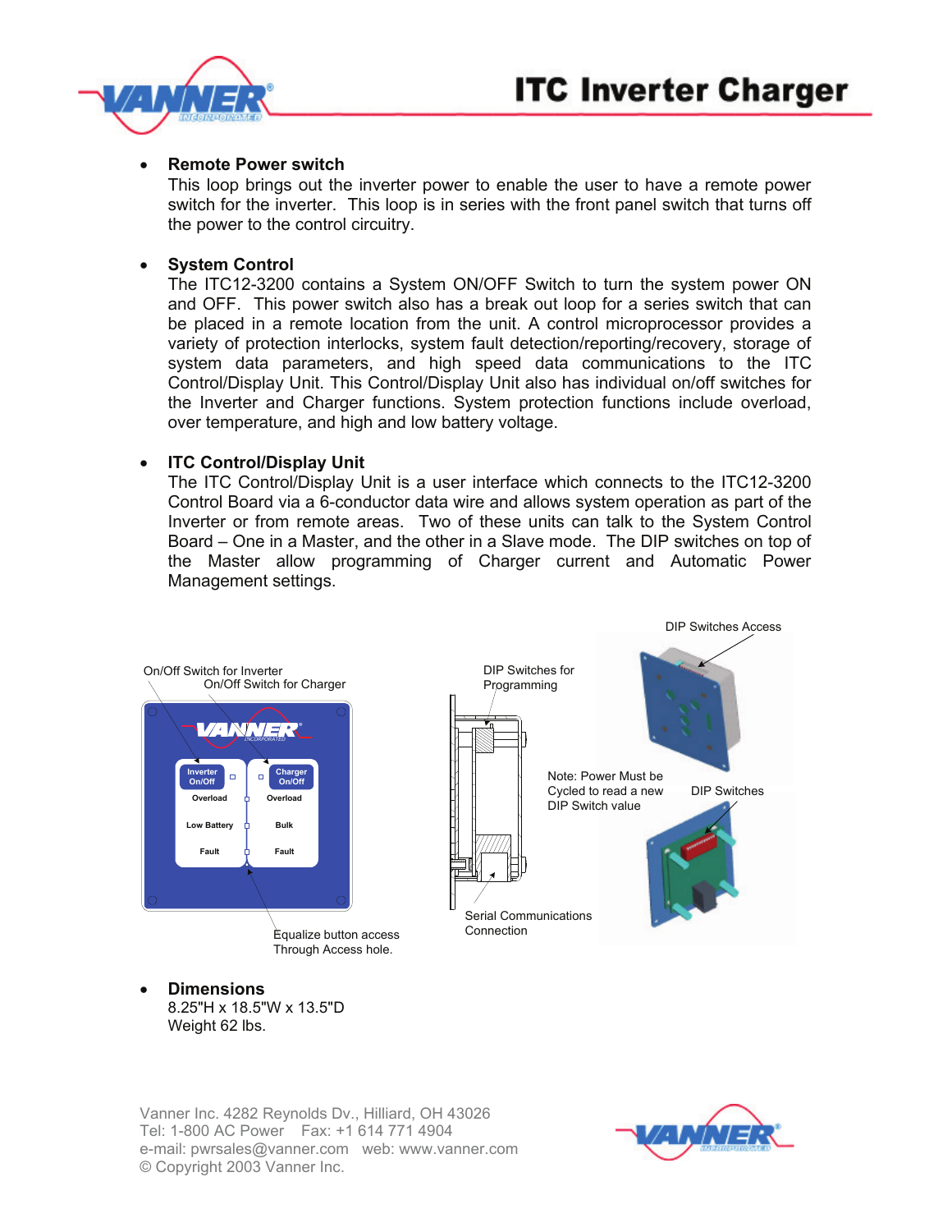- **Remote Power switch**
  This loop brings out the inverter power to enable the user to have a remote power switch for the inverter. This loop is in series with the front panel switch that turns off the power to the control circuitry.

- **System Control**
  The ITC12-3200 contains a System ON/OFF Switch to turn the system power ON and OFF. This power switch also has a break out loop for a series switch that can be placed in a remote location from the unit. A control microprocessor provides a variety of protection interlocks, system fault detection/reporting/recovery, storage of system data parameters, and high speed data communications to the ITC Control/Display Unit. This Control/Display Unit also has individual on/off switches for the Inverter and Charger functions. System protection functions include overload, over temperature, and high and low battery voltage.

- **ITC Control/Display Unit**
  The ITC Control/Display Unit is a user interface which connects to the ITC12-3200 Control Board via a 6-conductor data wire and allows system operation as part of the Inverter or from remote areas. Two of these units can talk to the System Control Board – One in a Master, and the other in a Slave mode. The DIP switches on top of the Master allow programming of Charger current and Automatic Power Management settings.

On/Off Switch for Inverter

On/Off Switch for Charger

Inverter On/Off

Overload

Low Battery

Fault

Charger On/Off

Overload

Bulk

Fault

Equalize button access Through Access hole.

DIP Switches for Programming

Serial Communications Connection

DIP Switches Access

Note: Power Must be Cycled to read a new DIP Switch value

DIP Switches

- **Dimensions**
  8.25"H x 18.5"W x 13.5"D
  Weight 62 lbs.

Vanner Inc. 4282 Reynolds Dv., Hilliard, OH 43026
Tel: 1-800 AC Power Fax: +1 614 771 4904
e-mail: pwrsales@vanner.com web: www.vanner.com
© Copyright 2003 Vanner Inc.